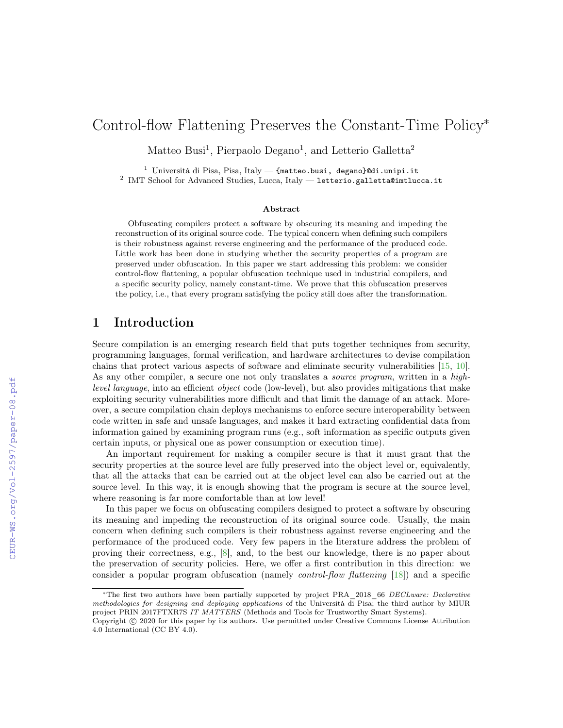# Control-flow Flattening Preserves the Constant-Time Policy*

Matteo Busi[1], Pierpaolo Degano[1], and Letterio Galletta[2]

[1] Università di Pisa, Pisa, Italy — {matteo.busi, degano}@di.unipi.it
[2] IMT School for Advanced Studies, Lucca, Italy — letterio.galletta@imtlucca.it

### Abstract

Obfuscating compilers protect a software by obscuring its meaning and impeding the reconstruction of its original source code. The typical concern when defining such compilers is their robustness against reverse engineering and the performance of the produced code. Little work has been done in studying whether the security properties of a program are preserved under obfuscation. In this paper we start addressing this problem: we consider control-flow flattening, a popular obfuscation technique used in industrial compilers, and a specific security policy, namely constant-time. We prove that this obfuscation preserves the policy, i.e., that every program satisfying the policy still does after the transformation.

## 1 Introduction

Secure compilation is an emerging research field that puts together techniques from security, programming languages, formal verification, and hardware architectures to devise compilation chains that protect various aspects of software and eliminate security vulnerabilities [15, 10]. As any other compiler, a secure one not only translates a *source program*, written in a *high-level language*, into an efficient *object* code (low-level), but also provides mitigations that make exploiting security vulnerabilities more difficult and that limit the damage of an attack. Moreover, a secure compilation chain deploys mechanisms to enforce secure interoperability between code written in safe and unsafe languages, and makes it hard extracting confidential data from information gained by examining program runs (e.g., soft information as specific outputs given certain inputs, or physical one as power consumption or execution time).

An important requirement for making a compiler secure is that it must grant that the security properties at the source level are fully preserved into the object level or, equivalently, that all the attacks that can be carried out at the object level can also be carried out at the source level. In this way, it is enough showing that the program is secure at the source level, where reasoning is far more comfortable than at low level!

In this paper we focus on obfuscating compilers designed to protect a software by obscuring its meaning and impeding the reconstruction of its original source code. Usually, the main concern when defining such compilers is their robustness against reverse engineering and the performance of the produced code. Very few papers in the literature address the problem of proving their correctness, e.g., [8], and, to the best our knowledge, there is no paper about the preservation of security policies. Here, we offer a first contribution in this direction: we consider a popular program obfuscation (namely *control-flow flattening* [18]) and a specific

*The first two authors have been partially supported by project PRA_2018_66 *DECLware: Declarative methodologies for designing and deploying applications* of the Università di Pisa; the third author by MIUR project PRIN 2017FTXR7S *IT MATTERS* (Methods and Tools for Trustworthy Smart Systems).
Copyright © 2020 for this paper by its authors. Use permitted under Creative Commons License Attribution 4.0 International (CC BY 4.0).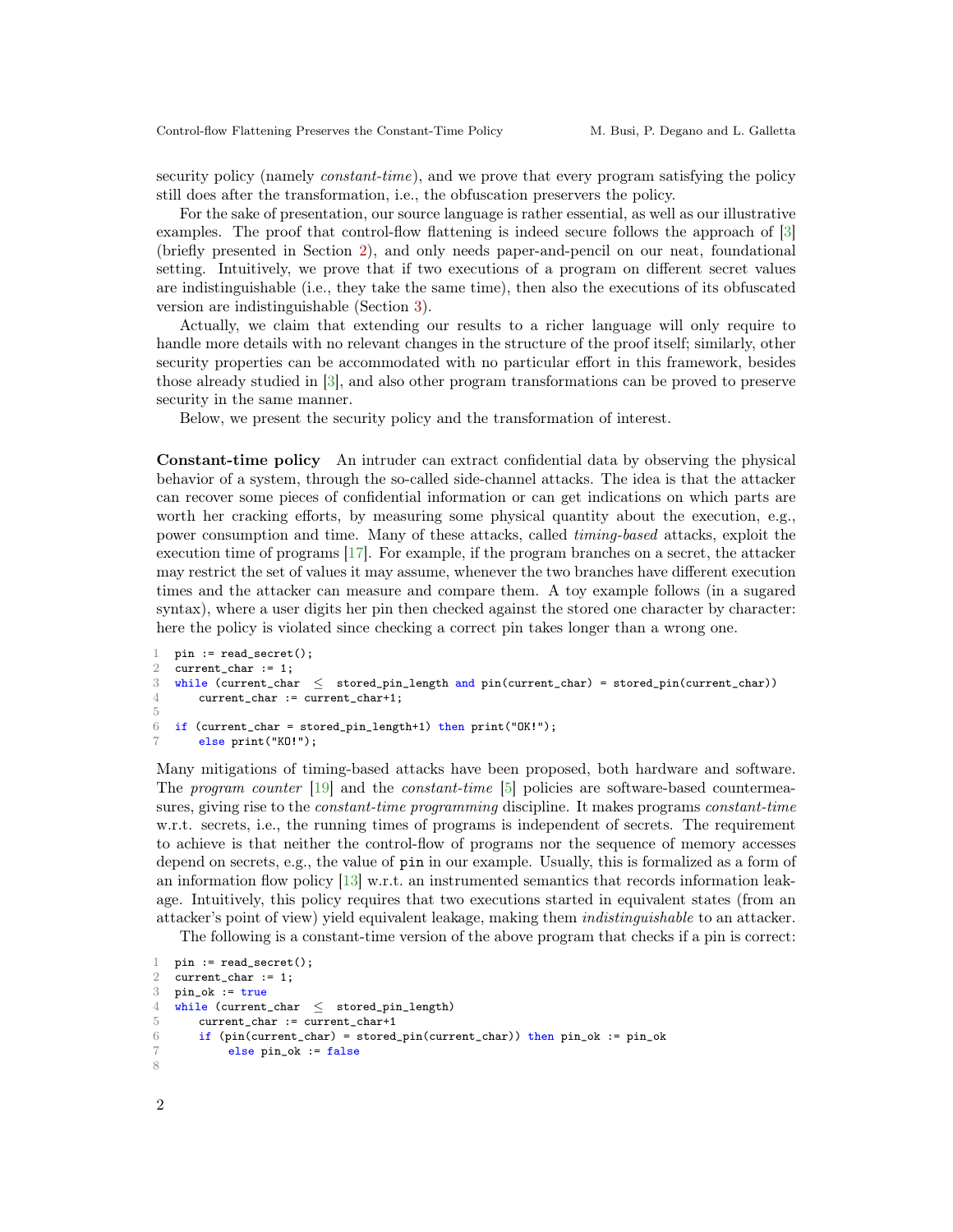security policy (namely *constant-time*), and we prove that every program satisfying the policy still does after the transformation, i.e., the obfuscation preservers the policy.

For the sake of presentation, our source language is rather essential, as well as our illustrative examples. The proof that control-flow flattening is indeed secure follows the approach of [3] (briefly presented in Section 2), and only needs paper-and-pencil on our neat, foundational setting. Intuitively, we prove that if two executions of a program on different secret values are indistinguishable (i.e., they take the same time), then also the executions of its obfuscated version are indistinguishable (Section 3).

Actually, we claim that extending our results to a richer language will only require to handle more details with no relevant changes in the structure of the proof itself; similarly, other security properties can be accommodated with no particular effort in this framework, besides those already studied in [3], and also other program transformations can be proved to preserve security in the same manner.

Below, we present the security policy and the transformation of interest.

**Constant-time policy** An intruder can extract confidential data by observing the physical behavior of a system, through the so-called side-channel attacks. The idea is that the attacker can recover some pieces of confidential information or can get indications on which parts are worth her cracking efforts, by measuring some physical quantity about the execution, e.g., power consumption and time. Many of these attacks, called *timing-based* attacks, exploit the execution time of programs [17]. For example, if the program branches on a secret, the attacker may restrict the set of values it may assume, whenever the two branches have different execution times and the attacker can measure and compare them. A toy example follows (in a sugared syntax), where a user digits her pin then checked against the stored one character by character: here the policy is violated since checking a correct pin takes longer than a wrong one.

```
1  pin := read_secret();
2  current_char := 1;
3  while (current_char  ≤  stored_pin_length and pin(current_char) = stored_pin(current_char))
4      current_char := current_char+1;
5
6  if (current_char = stored_pin_length+1) then print("OK!");
7      else print("KO!");
```

Many mitigations of timing-based attacks have been proposed, both hardware and software. The *program counter* [19] and the *constant-time* [5] policies are software-based countermeasures, giving rise to the *constant-time programming* discipline. It makes programs *constant-time* w.r.t. secrets, i.e., the running times of programs is independent of secrets. The requirement to achieve is that neither the control-flow of programs nor the sequence of memory accesses depend on secrets, e.g., the value of `pin` in our example. Usually, this is formalized as a form of an information flow policy [13] w.r.t. an instrumented semantics that records information leakage. Intuitively, this policy requires that two executions started in equivalent states (from an attacker's point of view) yield equivalent leakage, making them *indistinguishable* to an attacker.

The following is a constant-time version of the above program that checks if a pin is correct:

```
1  pin := read_secret();
2  current_char := 1;
3  pin_ok := true
4  while (current_char  ≤  stored_pin_length)
5      current_char := current_char+1
6      if (pin(current_char) = stored_pin(current_char)) then pin_ok := pin_ok
7          else pin_ok := false
8
```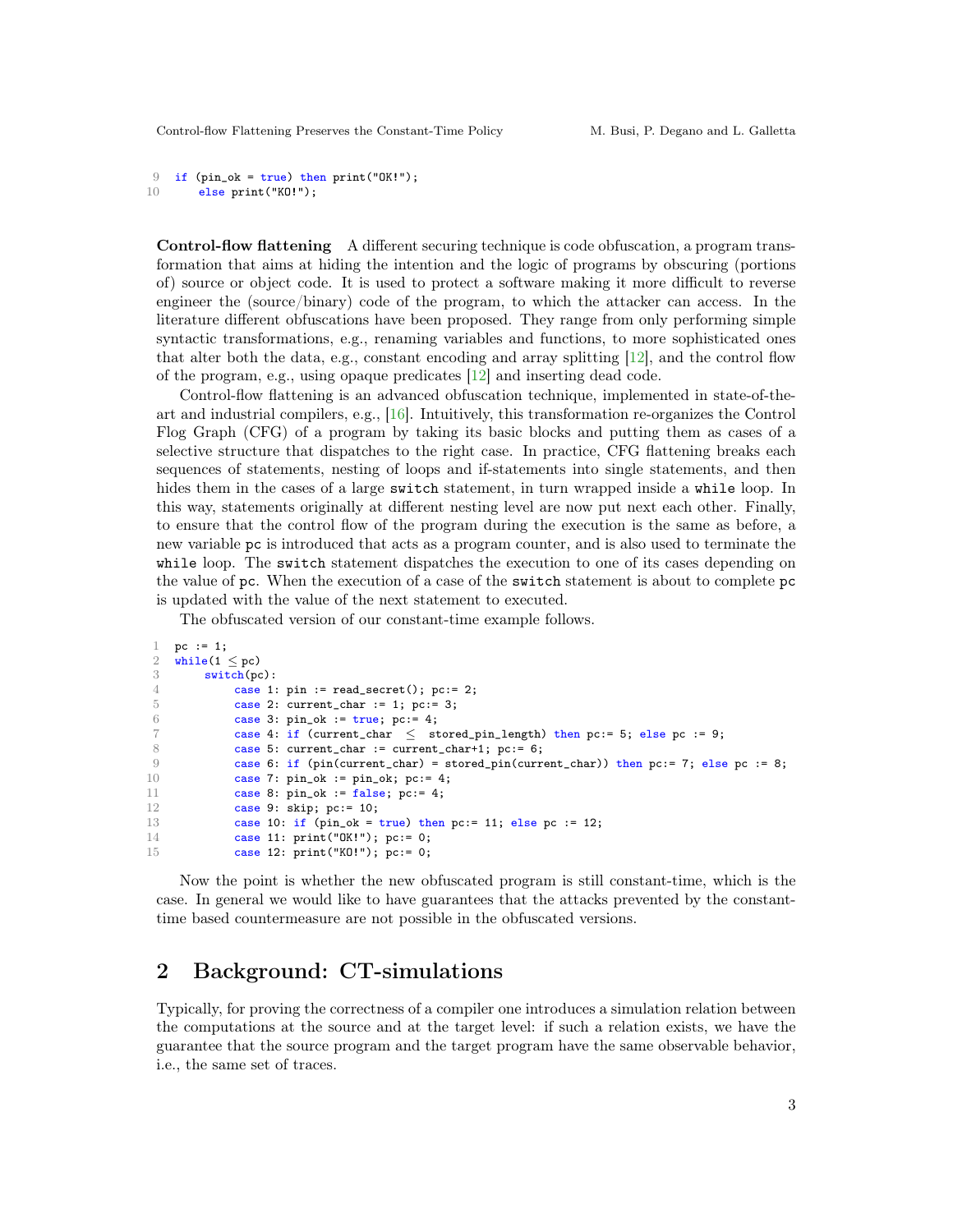```
9  if (pin_ok = true) then print("OK!");
10     else print("KO!");
```

**Control-flow flattening** A different securing technique is code obfuscation, a program transformation that aims at hiding the intention and the logic of programs by obscuring (portions of) source or object code. It is used to protect a software making it more difficult to reverse engineer the (source/binary) code of the program, to which the attacker can access. In the literature different obfuscations have been proposed. They range from only performing simple syntactic transformations, e.g., renaming variables and functions, to more sophisticated ones that alter both the data, e.g., constant encoding and array splitting [12], and the control flow of the program, e.g., using opaque predicates [12] and inserting dead code.

Control-flow flattening is an advanced obfuscation technique, implemented in state-of-the-art and industrial compilers, e.g., [16]. Intuitively, this transformation re-organizes the Control Flog Graph (CFG) of a program by taking its basic blocks and putting them as cases of a selective structure that dispatches to the right case. In practice, CFG flattening breaks each sequences of statements, nesting of loops and if-statements into single statements, and then hides them in the cases of a large `switch` statement, in turn wrapped inside a `while` loop. In this way, statements originally at different nesting level are now put next each other. Finally, to ensure that the control flow of the program during the execution is the same as before, a new variable `pc` is introduced that acts as a program counter, and is also used to terminate the `while` loop. The `switch` statement dispatches the execution to one of its cases depending on the value of `pc`. When the execution of a case of the `switch` statement is about to complete `pc` is updated with the value of the next statement to executed.

The obfuscated version of our constant-time example follows.

```
1  pc := 1;
2  while(1 ≤ pc)
3      switch(pc):
4          case 1: pin := read_secret(); pc:= 2;
5          case 2: current_char := 1; pc:= 3;
6          case 3: pin_ok := true; pc:= 4;
7          case 4: if (current_char  ≤  stored_pin_length) then pc:= 5; else pc := 9;
8          case 5: current_char := current_char+1; pc:= 6;
9          case 6: if (pin(current_char) = stored_pin(current_char)) then pc:= 7; else pc := 8;
10         case 7: pin_ok := pin_ok; pc:= 4;
11         case 8: pin_ok := false; pc:= 4;
12         case 9: skip; pc:= 10;
13         case 10: if (pin_ok = true) then pc:= 11; else pc := 12;
14         case 11: print("OK!"); pc:= 0;
15         case 12: print("KO!"); pc:= 0;
```

Now the point is whether the new obfuscated program is still constant-time, which is the case. In general we would like to have guarantees that the attacks prevented by the constant-time based countermeasure are not possible in the obfuscated versions.

## 2 Background: CT-simulations

Typically, for proving the correctness of a compiler one introduces a simulation relation between the computations at the source and at the target level: if such a relation exists, we have the guarantee that the source program and the target program have the same observable behavior, i.e., the same set of traces.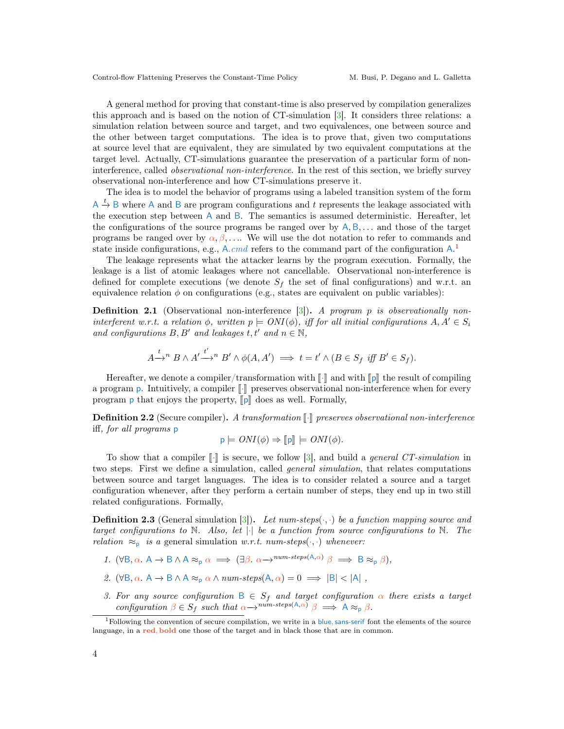A general method for proving that constant-time is also preserved by compilation generalizes this approach and is based on the notion of CT-simulation [3]. It considers three relations: a simulation relation between source and target, and two equivalences, one between source and the other between target computations. The idea is to prove that, given two computations at source level that are equivalent, they are simulated by two equivalent computations at the target level. Actually, CT-simulations guarantee the preservation of a particular form of non-interference, called *observational non-interference*. In the rest of this section, we briefly survey observational non-interference and how CT-simulations preserve it.

The idea is to model the behavior of programs using a labeled transition system of the form $\mathsf{A} \xrightarrow{t} \mathsf{B}$ where $\mathsf{A}$ and $\mathsf{B}$ are program configurations and $t$ represents the leakage associated with the execution step between $\mathsf{A}$ and $\mathsf{B}$. The semantics is assumed deterministic. Hereafter, let the configurations of the source programs be ranged over by $\mathsf{A}, \mathsf{B}, \ldots$ and those of the target programs be ranged over by $\alpha, \beta, \ldots$. We will use the dot notation to refer to commands and state inside configurations, e.g., $\mathsf{A}.\mathit{cmd}$ refers to the command part of the configuration $\mathsf{A}$.[1]

The leakage represents what the attacker learns by the program execution. Formally, the leakage is a list of atomic leakages where not cancellable. Observational non-interference is defined for complete executions (we denote $S_f$ the set of final configurations) and w.r.t. an equivalence relation $\phi$ on configurations (e.g., states are equivalent on public variables):

**Definition 2.1** (Observational non-interference [3]). *A program $p$ is observationally non-interferent w.r.t. a relation $\phi$, written $p \models ONI(\phi)$, iff for all initial configurations $A, A' \in S_i$ and configurations $B, B'$ and leakages $t, t'$ and $n \in \mathbb{N}$,*

$$A \xrightarrow{t}{}^{n} B \wedge A' \xrightarrow{t'}{}^{n} B' \wedge \phi(A, A') \implies t = t' \wedge (B \in S_f \text{ iff } B' \in S_f).$$

Hereafter, we denote a compiler/transformation with $[\![\cdot]\!]$ and with $[\![\mathsf{p}]\!]$ the result of compiling a program $\mathsf{p}$. Intuitively, a compiler $[\![\cdot]\!]$ preserves observational non-interference when for every program $\mathsf{p}$ that enjoys the property, $[\![\mathsf{p}]\!]$ does as well. Formally,

**Definition 2.2** (Secure compiler). *A transformation $[\![\cdot]\!]$ preserves observational non-interference* iff*, for all programs $\mathsf{p}$*

$$\mathsf{p} \models ONI(\phi) \Rightarrow [\![\mathsf{p}]\!] \models ONI(\phi).$$

To show that a compiler $[\![\cdot]\!]$ is secure, we follow [3], and build a *general CT-simulation* in two steps. First we define a simulation, called *general simulation*, that relates computations between source and target languages. The idea is to consider related a source and a target configuration whenever, after they perform a certain number of steps, they end up in two still related configurations. Formally,

**Definition 2.3** (General simulation [3]). *Let $\mathit{num\text{-}steps}(\cdot,\cdot)$ be a function mapping source and target configurations to $\mathbb{N}$. Also, let $|\cdot|$ be a function from source configurations to $\mathbb{N}$. The relation $\approx_{\mathsf{p}}$ is a* general simulation *w.r.t. $\mathit{num\text{-}steps}(\cdot,\cdot)$ whenever:*

1. $(\forall \mathsf{B}, \alpha.\ \mathsf{A} \rightarrow \mathsf{B} \wedge \mathsf{A} \approx_{\mathsf{p}} \alpha \implies (\exists \beta.\ \alpha \longrightarrow^{\mathit{num\text{-}steps}(\mathsf{A},\alpha)} \beta \implies \mathsf{B} \approx_{\mathsf{p}} \beta)$,
2. $(\forall \mathsf{B}, \alpha.\ \mathsf{A} \rightarrow \mathsf{B} \wedge \mathsf{A} \approx_{\mathsf{p}} \alpha \wedge \mathit{num\text{-}steps}(\mathsf{A}, \alpha) = 0 \implies |\mathsf{B}| < |\mathsf{A}|$ ,
3. *For any source configuration $\mathsf{B} \in S_f$ and target configuration $\alpha$ there exists a target configuration $\beta \in S_f$ such that $\alpha \longrightarrow^{\mathit{num\text{-}steps}(\mathsf{A},\alpha)} \beta \implies \mathsf{A} \approx_{\mathsf{p}} \beta$.*

[1] Following the convention of secure compilation, we write in a blue, sans-serif font the elements of the source language, in a **red, bold** one those of the target and in black those that are in common.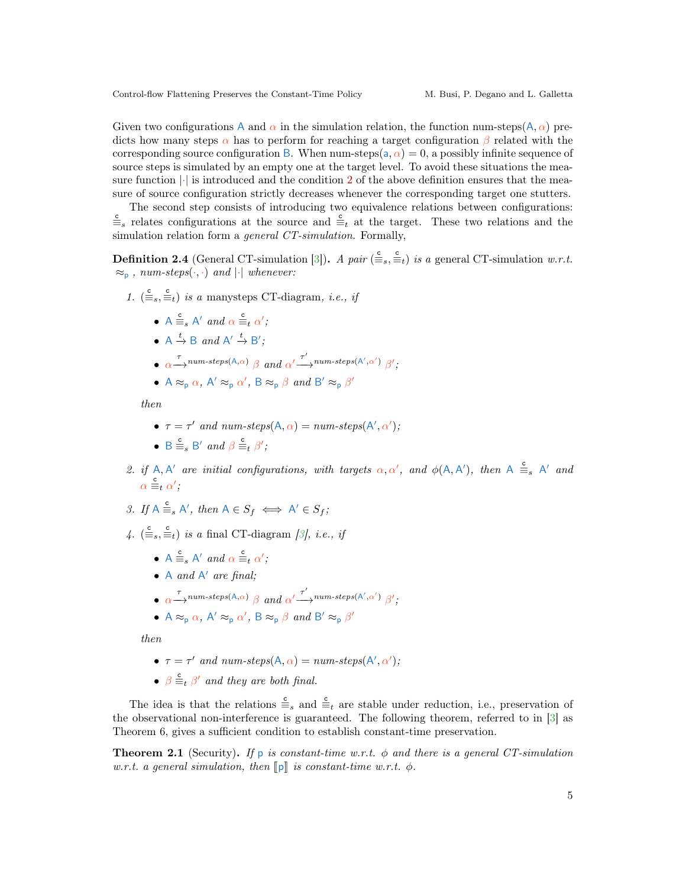Given two configurations $\mathsf{A}$ and $\alpha$ in the simulation relation, the function num-steps$(\mathsf{A}, \alpha)$ predicts how many steps $\alpha$ has to perform for reaching a target configuration $\beta$ related with the corresponding source configuration $\mathsf{B}$. When num-steps$(\mathsf{a}, \alpha) = 0$, a possibly infinite sequence of source steps is simulated by an empty one at the target level. To avoid these situations the measure function $|\cdot|$ is introduced and the condition 2 of the above definition ensures that the measure of source configuration strictly decreases whenever the corresponding target one stutters.

The second step consists of introducing two equivalence relations between configurations: $\overset{\mathsf{c}}{\equiv}_s$ relates configurations at the source and $\overset{\mathsf{c}}{\equiv}_t$ at the target. These two relations and the simulation relation form a *general CT-simulation.* Formally,

**Definition 2.4** (General CT-simulation [3])**.** *A pair $(\overset{\mathsf{c}}{\equiv}_s, \overset{\mathsf{c}}{\equiv}_t)$ is a* general CT-simulation *w.r.t. $\approx_{\mathsf{p}}$, num-steps$(\cdot,\cdot)$ and $|\cdot|$ whenever:*

1. *$(\overset{\mathsf{c}}{\equiv}_s, \overset{\mathsf{c}}{\equiv}_t)$ is a* manysteps CT-diagram, *i.e., if*
   - $\mathsf{A} \overset{\mathsf{c}}{\equiv}_s \mathsf{A}'$ *and* $\alpha \overset{\mathsf{c}}{\equiv}_t \alpha'$*;*
   - $\mathsf{A} \xrightarrow{t} \mathsf{B}$ *and* $\mathsf{A}' \xrightarrow{t} \mathsf{B}'$*;*
   - $\alpha \xrightarrow{\tau}{}^{\textit{num-steps}(\mathsf{A},\alpha)} \beta$ *and* $\alpha' \xrightarrow{\tau'}{}^{\textit{num-steps}(\mathsf{A}',\alpha')} \beta'$*;*
   - $\mathsf{A} \approx_{\mathsf{p}} \alpha$*,* $\mathsf{A}' \approx_{\mathsf{p}} \alpha'$*,* $\mathsf{B} \approx_{\mathsf{p}} \beta$ *and* $\mathsf{B}' \approx_{\mathsf{p}} \beta'$

   *then*
   - $\tau = \tau'$ *and* $\textit{num-steps}(\mathsf{A}, \alpha) = \textit{num-steps}(\mathsf{A}', \alpha')$*;*
   - $\mathsf{B} \overset{\mathsf{c}}{\equiv}_s \mathsf{B}'$ *and* $\beta \overset{\mathsf{c}}{\equiv}_t \beta'$*;*

2. *if $\mathsf{A}, \mathsf{A}'$ are initial configurations, with targets $\alpha, \alpha'$, and $\phi(\mathsf{A}, \mathsf{A}')$, then $\mathsf{A} \overset{\mathsf{c}}{\equiv}_s \mathsf{A}'$ and $\alpha \overset{\mathsf{c}}{\equiv}_t \alpha'$;*

3. *If $\mathsf{A} \overset{\mathsf{c}}{\equiv}_s \mathsf{A}'$, then $\mathsf{A} \in S_f \iff \mathsf{A}' \in S_f$;*

4. *$(\overset{\mathsf{c}}{\equiv}_s, \overset{\mathsf{c}}{\equiv}_t)$ is a* final CT-diagram *[3], i.e., if*
   - $\mathsf{A} \overset{\mathsf{c}}{\equiv}_s \mathsf{A}'$ *and* $\alpha \overset{\mathsf{c}}{\equiv}_t \alpha'$*;*
   - $\mathsf{A}$ *and* $\mathsf{A}'$ *are final;*
   - $\alpha \xrightarrow{\tau}{}^{\textit{num-steps}(\mathsf{A},\alpha)} \beta$ *and* $\alpha' \xrightarrow{\tau'}{}^{\textit{num-steps}(\mathsf{A}',\alpha')} \beta'$*;*
   - $\mathsf{A} \approx_{\mathsf{p}} \alpha$*,* $\mathsf{A}' \approx_{\mathsf{p}} \alpha'$*,* $\mathsf{B} \approx_{\mathsf{p}} \beta$ *and* $\mathsf{B}' \approx_{\mathsf{p}} \beta'$

   *then*
   - $\tau = \tau'$ *and* $\textit{num-steps}(\mathsf{A}, \alpha) = \textit{num-steps}(\mathsf{A}', \alpha')$*;*
   - $\beta \overset{\mathsf{c}}{\equiv}_t \beta'$ *and they are both final.*

The idea is that the relations $\overset{\mathsf{c}}{\equiv}_s$ and $\overset{\mathsf{c}}{\equiv}_t$ are stable under reduction, i.e., preservation of the observational non-interference is guaranteed. The following theorem, referred to in [3] as Theorem 6, gives a sufficient condition to establish constant-time preservation.

**Theorem 2.1** (Security)**.** *If $\mathsf{p}$ is constant-time w.r.t. $\phi$ and there is a general CT-simulation w.r.t. a general simulation, then $[\![\mathsf{p}]\!]$ is constant-time w.r.t. $\phi$.*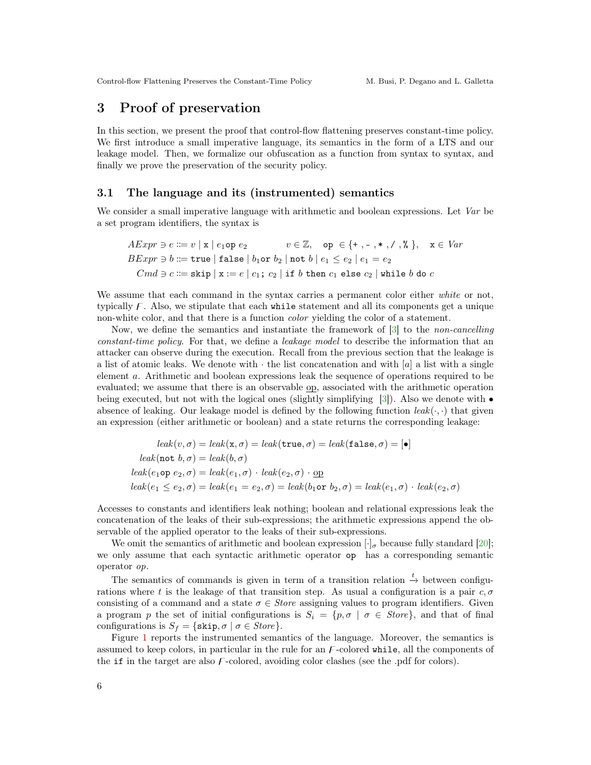## 3 Proof of preservation

In this section, we present the proof that control-flow flattening preserves constant-time policy. We first introduce a small imperative language, its semantics in the form of a LTS and our leakage model. Then, we formalize our obfuscation as a function from syntax to syntax, and finally we prove the preservation of the security policy.

### 3.1 The language and its (instrumented) semantics

We consider a small imperative language with arithmetic and boolean expressions. Let *Var* be a set program identifiers, the syntax is

$$
\begin{aligned}
AExpr \ni e &::= v \mid \mathtt{x} \mid e_1 \mathtt{op}\ e_2 \qquad v \in \mathbb{Z}, \quad \mathtt{op} \in \{\mathtt{+}, \mathtt{-}, \mathtt{*}, \mathtt{/}, \mathtt{\%}\}, \quad \mathtt{x} \in Var \\
BExpr \ni b &::= \mathtt{true} \mid \mathtt{false} \mid b_1 \mathtt{or}\ b_2 \mid \mathtt{not}\ b \mid e_1 \leq e_2 \mid e_1 = e_2 \\
Cmd \ni c &::= \mathtt{skip} \mid \mathtt{x} := e \mid c_1 \mathtt{;}\ c_2 \mid \mathtt{if}\ b\ \mathtt{then}\ c_1\ \mathtt{else}\ c_2 \mid \mathtt{while}\ b\ \mathtt{do}\ c
\end{aligned}
$$

We assume that each command in the syntax carries a permanent color either *white* or not, typically $\digamma$. Also, we stipulate that each `while` statement and all its components get a unique non-white color, and that there is a function *color* yielding the color of a statement.

Now, we define the semantics and instantiate the framework of [3] to the *non-cancelling constant-time policy*. For that, we define a *leakage model* to describe the information that an attacker can observe during the execution. Recall from the previous section that the leakage is a list of atomic leaks. We denote with $\cdot$ the list concatenation and with $[a]$ a list with a single element $a$. Arithmetic and boolean expressions leak the sequence of operations required to be evaluated; we assume that there is an observable $\underline{\text{op}}$, associated with the arithmetic operation being executed, but not with the logical ones (slightly simplifying [3]). Also we denote with $\bullet$ absence of leaking. Our leakage model is defined by the following function $leak(\cdot,\cdot)$ that given an expression (either arithmetic or boolean) and a state returns the corresponding leakage:

$$
\begin{aligned}
leak(v,\sigma) = leak(\mathtt{x},\sigma) = leak(\mathtt{true},\sigma) = leak(\mathtt{false},\sigma) &= [\bullet] \\
leak(\mathtt{not}\ b,\sigma) &= leak(b,\sigma) \\
leak(e_1 \mathtt{op}\ e_2,\sigma) &= leak(e_1,\sigma) \cdot leak(e_2,\sigma) \cdot \underline{\text{op}} \\
leak(e_1 \leq e_2,\sigma) = leak(e_1 = e_2,\sigma) = leak(b_1 \mathtt{or}\ b_2,\sigma) &= leak(e_1,\sigma) \cdot leak(e_2,\sigma)
\end{aligned}
$$

Accesses to constants and identifiers leak nothing; boolean and relational expressions leak the concatenation of the leaks of their sub-expressions; the arithmetic expressions append the observable of the applied operator to the leaks of their sub-expressions.

We omit the semantics of arithmetic and boolean expression $[\cdot]_\sigma$ because fully standard [20]; we only assume that each syntactic arithmetic operator `op` has a corresponding semantic operator *op*.

The semantics of commands is given in term of a transition relation $\xrightarrow{t}$ between configurations where $t$ is the leakage of that transition step. As usual a configuration is a pair $c, \sigma$ consisting of a command and a state $\sigma \in Store$ assigning values to program identifiers. Given a program $p$ the set of initial configurations is $S_i = \{p, \sigma \mid \sigma \in Store\}$, and that of final configurations is $S_f = \{\mathtt{skip}, \sigma \mid \sigma \in Store\}$.

Figure 1 reports the instrumented semantics of the language. Moreover, the semantics is assumed to keep colors, in particular in the rule for an $\digamma$-colored `while`, all the components of the `if` in the target are also $\digamma$-colored, avoiding color clashes (see the .pdf for colors).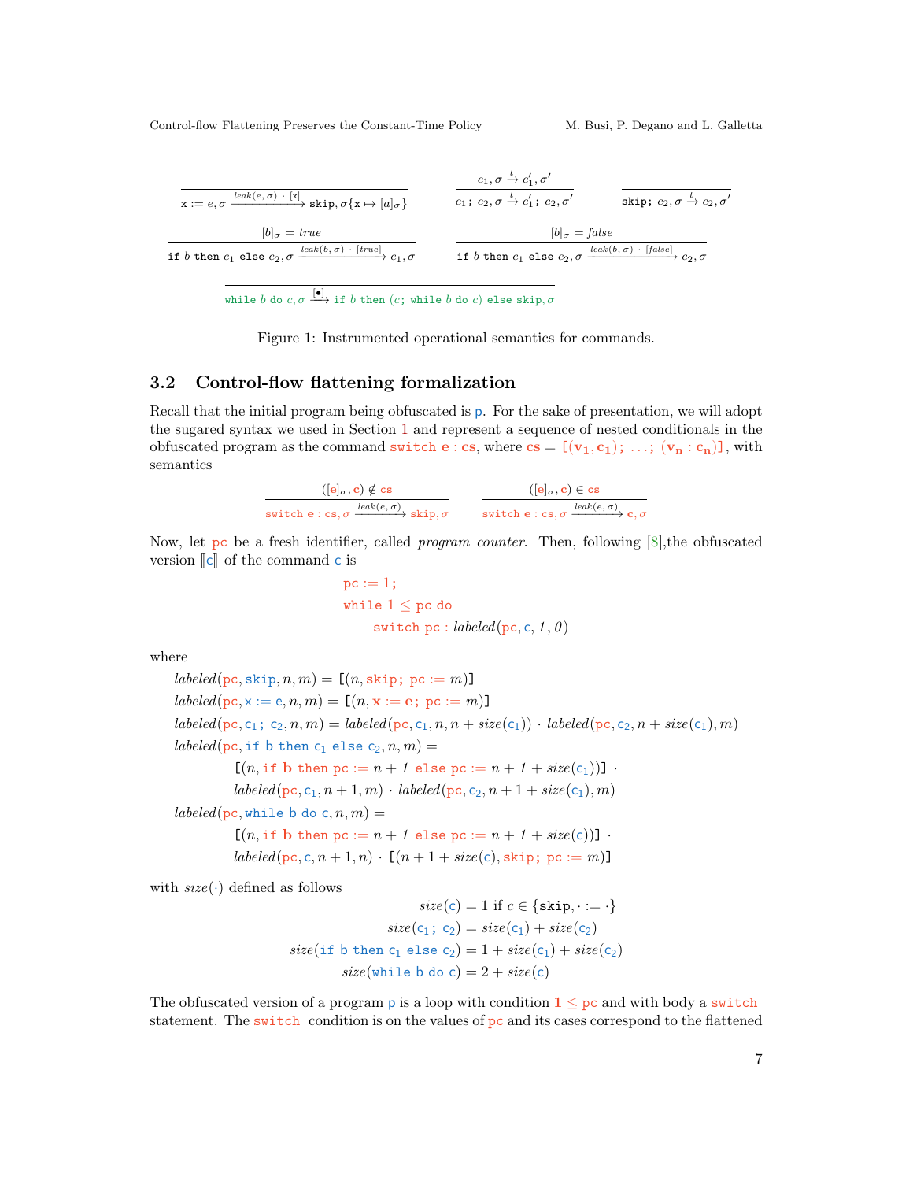$$\frac{}{\mathtt{x} := e, \sigma \xrightarrow{leak(e,\sigma)\ \cdot\ [\mathtt{x}]} \mathtt{skip}, \sigma\{\mathtt{x} \mapsto [a]_\sigma\}} \qquad \frac{c_1, \sigma \xrightarrow{t} c_1', \sigma'}{c_1\mathtt{;}\ c_2, \sigma \xrightarrow{t} c_1'\mathtt{;}\ c_2, \sigma'} \qquad \frac{}{\mathtt{skip;}\ c_2, \sigma \xrightarrow{t} c_2, \sigma'}$$

$$\frac{[b]_\sigma = true}{\mathtt{if}\ b\ \mathtt{then}\ c_1\ \mathtt{else}\ c_2, \sigma \xrightarrow{leak(b,\sigma)\ \cdot\ [true]} c_1, \sigma} \qquad \frac{[b]_\sigma = false}{\mathtt{if}\ b\ \mathtt{then}\ c_1\ \mathtt{else}\ c_2, \sigma \xrightarrow{leak(b,\sigma)\ \cdot\ [false]} c_2, \sigma}$$

$$\frac{}{\mathtt{while}\ b\ \mathtt{do}\ c, \sigma \xrightarrow{[\bullet]} \mathtt{if}\ b\ \mathtt{then}\ (c\mathtt{;}\ \mathtt{while}\ b\ \mathtt{do}\ c)\ \mathtt{else}\ \mathtt{skip}, \sigma}$$

Figure 1: Instrumented operational semantics for commands.

### 3.2 Control-flow flattening formalization

Recall that the initial program being obfuscated is $\mathtt{p}$. For the sake of presentation, we will adopt the sugared syntax we used in Section 1 and represent a sequence of nested conditionals in the obfuscated program as the command $\mathtt{switch}\ \mathbf{e} : \mathbf{cs}$, where $\mathbf{cs} = [(\mathbf{v_1}, \mathbf{c_1});\ \ldots;\ (\mathbf{v_n} : \mathbf{c_n})]$, with semantics

$$\frac{([\mathbf{e}]_\sigma, \mathbf{c}) \notin \mathbf{cs}}{\mathtt{switch}\ \mathbf{e} : \mathbf{cs}, \sigma \xrightarrow{leak(e,\sigma)} \mathtt{skip}, \sigma} \qquad \frac{([\mathbf{e}]_\sigma, \mathbf{c}) \in \mathbf{cs}}{\mathtt{switch}\ \mathbf{e} : \mathbf{cs}, \sigma \xrightarrow{leak(e,\sigma)} \mathbf{c}, \sigma}$$

Now, let $\mathtt{pc}$ be a fresh identifier, called *program counter*. Then, following [8],the obfuscated version $[\![\mathtt{c}]\!]$ of the command $\mathtt{c}$ is

$$\begin{array}{l} \mathtt{pc} := 1; \\ \mathtt{while}\ 1 \leq \mathtt{pc}\ \mathtt{do} \\ \quad\quad \mathtt{switch}\ \mathtt{pc} : labeled(\mathtt{pc}, \mathtt{c}, 1, 0) \end{array}$$

where

$$\begin{array}{l}
labeled(\mathtt{pc}, \mathtt{skip}, n, m) = [(n, \mathtt{skip;}\ \mathtt{pc} := m)] \\
labeled(\mathtt{pc}, \mathtt{x} := \mathtt{e}, n, m) = [(n, \mathtt{x} := \mathbf{e};\ \mathtt{pc} := m)] \\
labeled(\mathtt{pc}, \mathtt{c_1;}\ \mathtt{c_2}, n, m) = labeled(\mathtt{pc}, \mathtt{c_1}, n, n + size(\mathtt{c_1})) \cdot labeled(\mathtt{pc}, \mathtt{c_2}, n + size(\mathtt{c_1}), m) \\
labeled(\mathtt{pc}, \mathtt{if\ b\ then\ c_1\ else\ c_2}, n, m) = \\
\quad\quad [(n, \mathtt{if}\ \mathbf{b}\ \mathtt{then}\ \mathtt{pc} := n + 1\ \mathtt{else}\ \mathtt{pc} := n + 1 + size(\mathtt{c_1}))] \cdot \\
\quad\quad labeled(\mathtt{pc}, \mathtt{c_1}, n + 1, m) \cdot labeled(\mathtt{pc}, \mathtt{c_2}, n + 1 + size(\mathtt{c_1}), m) \\
labeled(\mathtt{pc}, \mathtt{while\ b\ do\ c}, n, m) = \\
\quad\quad [(n, \mathtt{if}\ \mathbf{b}\ \mathtt{then}\ \mathtt{pc} := n + 1\ \mathtt{else}\ \mathtt{pc} := n + 1 + size(\mathtt{c}))] \cdot \\
\quad\quad labeled(\mathtt{pc}, \mathtt{c}, n + 1, n) \cdot [(n + 1 + size(\mathtt{c}), \mathtt{skip;}\ \mathtt{pc} := m)]
\end{array}$$

with $size(\cdot)$ defined as follows

$$\begin{array}{rl}
size(\mathtt{c}) = 1 & \text{if } c \in \{\mathtt{skip}, \cdot := \cdot\} \\
size(\mathtt{c_1;}\ \mathtt{c_2}) = & size(\mathtt{c_1}) + size(\mathtt{c_2}) \\
size(\mathtt{if\ b\ then\ c_1\ else\ c_2}) = & 1 + size(\mathtt{c_1}) + size(\mathtt{c_2}) \\
size(\mathtt{while\ b\ do\ c}) = & 2 + size(\mathtt{c})
\end{array}$$

The obfuscated version of a program $\mathtt{p}$ is a loop with condition $\mathbf{1} \leq \mathtt{pc}$ and with body a $\mathtt{switch}$ statement. The $\mathtt{switch}$ condition is on the values of $\mathtt{pc}$ and its cases correspond to the flattened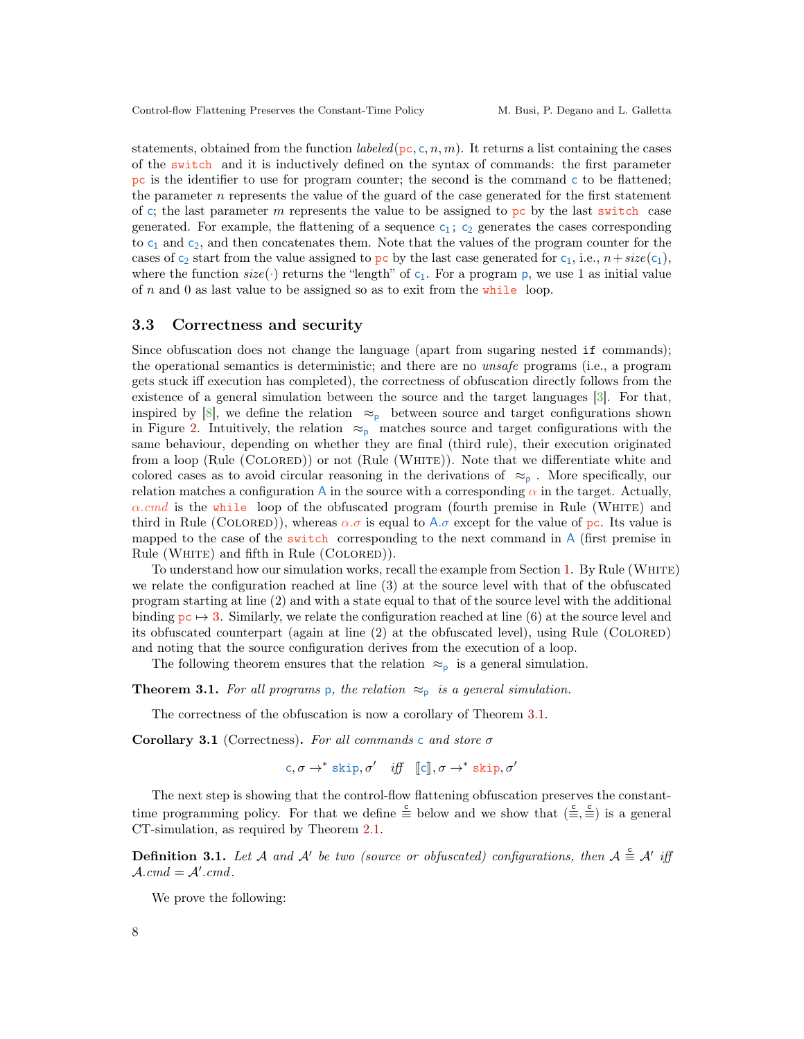statements, obtained from the function *labeled*(pc, c, $n$, $m$). It returns a list containing the cases of the switch and it is inductively defined on the syntax of commands: the first parameter pc is the identifier to use for program counter; the second is the command c to be flattened; the parameter $n$ represents the value of the guard of the case generated for the first statement of c; the last parameter $m$ represents the value to be assigned to pc by the last switch case generated. For example, the flattening of a sequence $c_1$; $c_2$ generates the cases corresponding to $c_1$ and $c_2$, and then concatenates them. Note that the values of the program counter for the cases of $c_2$ start from the value assigned to pc by the last case generated for $c_1$, i.e., $n + size(c_1)$, where the function $size(\cdot)$ returns the "length" of $c_1$. For a program p, we use 1 as initial value of $n$ and 0 as last value to be assigned so as to exit from the while loop.

### 3.3 Correctness and security

Since obfuscation does not change the language (apart from sugaring nested if commands); the operational semantics is deterministic; and there are no *unsafe* programs (i.e., a program gets stuck iff execution has completed), the correctness of obfuscation directly follows from the existence of a general simulation between the source and the target languages [3]. For that, inspired by [8], we define the relation $\approx_{p}$ between source and target configurations shown in Figure 2. Intuitively, the relation $\approx_{p}$ matches source and target configurations with the same behaviour, depending on whether they are final (third rule), their execution originated from a loop (Rule (Colored)) or not (Rule (White)). Note that we differentiate white and colored cases as to avoid circular reasoning in the derivations of $\approx_{p}$. More specifically, our relation matches a configuration A in the source with a corresponding $\alpha$ in the target. Actually, $\alpha.cmd$ is the while loop of the obfuscated program (fourth premise in Rule (White) and third in Rule (Colored)), whereas $\alpha.\sigma$ is equal to $A.\sigma$ except for the value of pc. Its value is mapped to the case of the switch corresponding to the next command in A (first premise in Rule (White) and fifth in Rule (Colored)).

To understand how our simulation works, recall the example from Section 1. By Rule (White) we relate the configuration reached at line (3) at the source level with that of the obfuscated program starting at line (2) and with a state equal to that of the source level with the additional binding pc $\mapsto$ 3. Similarly, we relate the configuration reached at line (6) at the source level and its obfuscated counterpart (again at line (2) at the obfuscated level), using Rule (Colored) and noting that the source configuration derives from the execution of a loop.

The following theorem ensures that the relation $\approx_{p}$ is a general simulation.

**Theorem 3.1.** *For all programs* p*, the relation* $\approx_{p}$ *is a general simulation.*

The correctness of the obfuscation is now a corollary of Theorem 3.1.

**Corollary 3.1** (Correctness)**.** *For all commands* c *and store* $\sigma$

$$c, \sigma \rightarrow^{*} \texttt{skip}, \sigma' \quad \textit{iff} \quad [\![c]\!], \sigma \rightarrow^{*} \texttt{skip}, \sigma'$$

The next step is showing that the control-flow flattening obfuscation preserves the constant-time programming policy. For that we define $\overset{c}{\equiv}$ below and we show that $(\overset{c}{\equiv}, \overset{c}{\equiv})$ is a general CT-simulation, as required by Theorem 2.1.

**Definition 3.1.** *Let* $\mathcal{A}$ *and* $\mathcal{A}'$ *be two (source or obfuscated) configurations, then* $\mathcal{A} \overset{c}{\equiv} \mathcal{A}'$ *iff* $\mathcal{A}.cmd = \mathcal{A}'.cmd$.

We prove the following: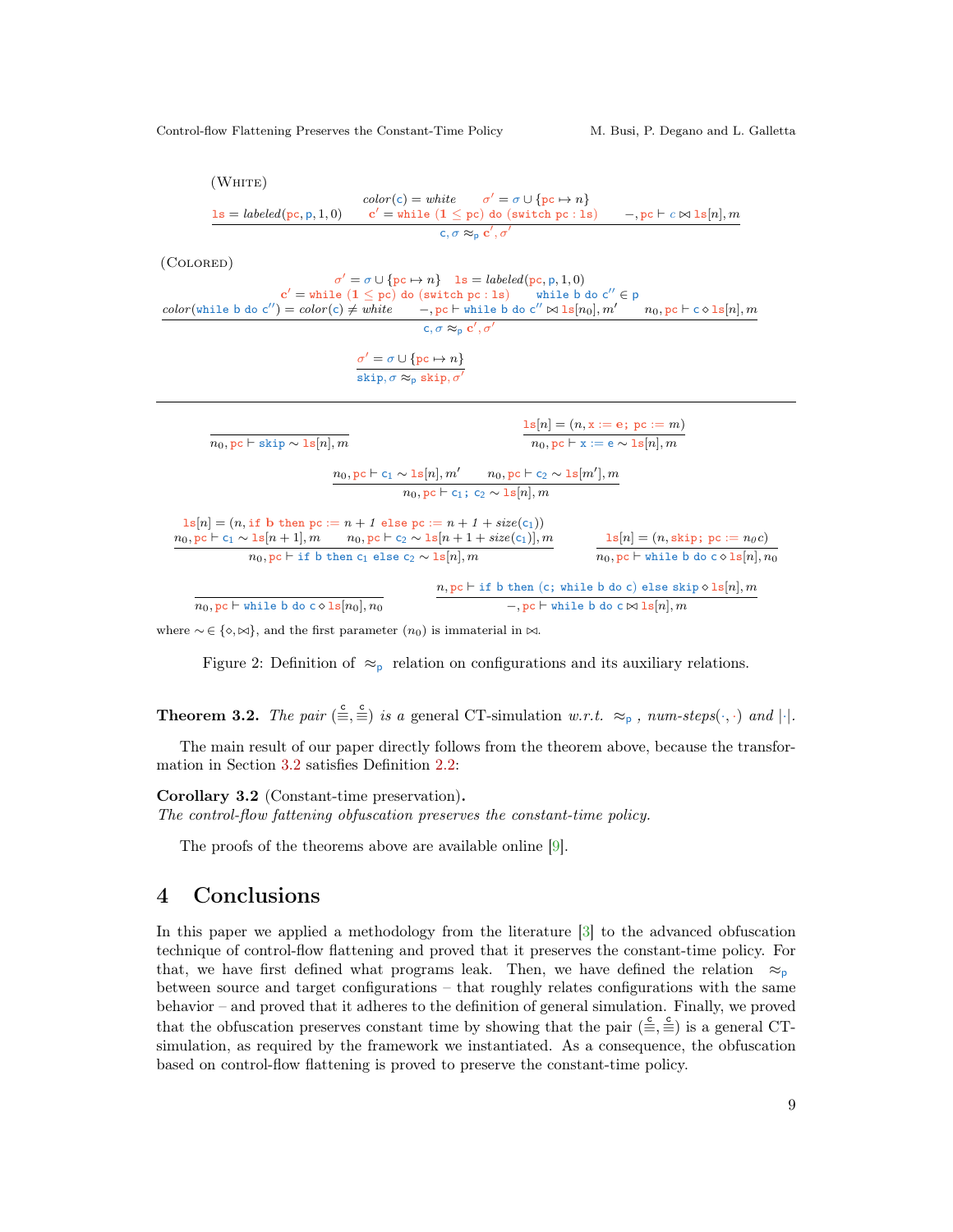(White)

$$\frac{\mathtt{ls} = \mathit{labeled}(\mathtt{pc}, \mathtt{p}, 1, 0) \qquad \begin{array}{c} \mathit{color}(\mathtt{c}) = \mathit{white} \qquad \sigma' = \sigma \cup \{\mathtt{pc} \mapsto n\} \\ \mathtt{c}' = \mathtt{while}\ (\mathbf{1} \leq \mathtt{pc})\ \mathtt{do}\ (\mathtt{switch}\ \mathtt{pc} : \mathtt{ls}) \end{array} \qquad -, \mathtt{pc} \vdash \mathtt{c} \bowtie \mathtt{ls}[n], m}{\mathtt{c}, \sigma \approx_{\mathtt{p}} \mathtt{c}', \sigma'}$$

(Colored)

$$\frac{\begin{array}{c} \sigma' = \sigma \cup \{\mathtt{pc} \mapsto n\} \quad \mathtt{ls} = \mathit{labeled}(\mathtt{pc}, \mathtt{p}, 1, 0) \\ \mathtt{c}' = \mathtt{while}\ (\mathbf{1} \leq \mathtt{pc})\ \mathtt{do}\ (\mathtt{switch}\ \mathtt{pc} : \mathtt{ls}) \qquad \mathtt{while}\ \mathtt{b}\ \mathtt{do}\ \mathtt{c}'' \in \mathtt{p} \\ \mathit{color}(\mathtt{while}\ \mathtt{b}\ \mathtt{do}\ \mathtt{c}'') = \mathit{color}(\mathtt{c}) \neq \mathit{white} \qquad -, \mathtt{pc} \vdash \mathtt{while}\ \mathtt{b}\ \mathtt{do}\ \mathtt{c}'' \bowtie \mathtt{ls}[n_0], m' \qquad n_0, \mathtt{pc} \vdash \mathtt{c} \diamond \mathtt{ls}[n], m \end{array}}{\mathtt{c}, \sigma \approx_{\mathtt{p}} \mathtt{c}', \sigma'}$$

$$\frac{\sigma' = \sigma \cup \{\mathtt{pc} \mapsto n\}}{\mathtt{skip}, \sigma \approx_{\mathtt{p}} \mathtt{skip}, \sigma'}$$

---

$$\frac{}{n_0, \mathtt{pc} \vdash \mathtt{skip} \sim \mathtt{ls}[n], m} \qquad \frac{\mathtt{ls}[n] = (n, \mathtt{x} := \mathtt{e};\ \mathtt{pc} := m)}{n_0, \mathtt{pc} \vdash \mathtt{x} := \mathtt{e} \sim \mathtt{ls}[n], m}$$

$$\frac{n_0, \mathtt{pc} \vdash \mathtt{c_1} \sim \mathtt{ls}[n], m' \qquad n_0, \mathtt{pc} \vdash \mathtt{c_2} \sim \mathtt{ls}[m'], m}{n_0, \mathtt{pc} \vdash \mathtt{c_1};\ \mathtt{c_2} \sim \mathtt{ls}[n], m}$$

$$\frac{\begin{array}{c} \mathtt{ls}[n] = (n, \mathtt{if}\ \mathtt{b}\ \mathtt{then}\ \mathtt{pc} := n + \mathit{1}\ \mathtt{else}\ \mathtt{pc} := n + \mathit{1} + \mathit{size}(\mathtt{c_1})) \\ n_0, \mathtt{pc} \vdash \mathtt{c_1} \sim \mathtt{ls}[n+1], m \qquad n_0, \mathtt{pc} \vdash \mathtt{c_2} \sim \mathtt{ls}[n + 1 + \mathit{size}(\mathtt{c_1})], m \end{array}}{n_0, \mathtt{pc} \vdash \mathtt{if}\ \mathtt{b}\ \mathtt{then}\ \mathtt{c_1}\ \mathtt{else}\ \mathtt{c_2} \sim \mathtt{ls}[n], m} \qquad \frac{\mathtt{ls}[n] = (n, \mathtt{skip};\ \mathtt{pc} := n_0 c)}{n_0, \mathtt{pc} \vdash \mathtt{while}\ \mathtt{b}\ \mathtt{do}\ \mathtt{c} \diamond \mathtt{ls}[n], n_0}$$

$$\frac{}{n_0, \mathtt{pc} \vdash \mathtt{while}\ \mathtt{b}\ \mathtt{do}\ \mathtt{c} \diamond \mathtt{ls}[n_0], n_0} \qquad \frac{n, \mathtt{pc} \vdash \mathtt{if}\ \mathtt{b}\ \mathtt{then}\ (\mathtt{c};\ \mathtt{while}\ \mathtt{b}\ \mathtt{do}\ \mathtt{c})\ \mathtt{else}\ \mathtt{skip} \diamond \mathtt{ls}[n], m}{-, \mathtt{pc} \vdash \mathtt{while}\ \mathtt{b}\ \mathtt{do}\ \mathtt{c} \bowtie \mathtt{ls}[n], m}$$

where $\sim \in \{\diamond, \bowtie\}$, and the first parameter ($n_0$) is immaterial in $\bowtie$.

Figure 2: Definition of $\approx_{\mathtt{p}}$ relation on configurations and its auxiliary relations.

**Theorem 3.2.** *The pair* $(\overset{\mathtt{c}}{\equiv}, \overset{\mathtt{c}}{\equiv})$ *is a* general CT-simulation *w.r.t.* $\approx_{\mathtt{p}}$ *, num-steps*$(\cdot,\cdot)$ *and* $|\cdot|$.

The main result of our paper directly follows from the theorem above, because the transformation in Section 3.2 satisfies Definition 2.2:

**Corollary 3.2** (Constant-time preservation)**.**
*The control-flow fattening obfuscation preserves the constant-time policy.*

The proofs of the theorems above are available online [9].

# 4 Conclusions

In this paper we applied a methodology from the literature [3] to the advanced obfuscation technique of control-flow flattening and proved that it preserves the constant-time policy. For that, we have first defined what programs leak. Then, we have defined the relation $\approx_{\mathtt{p}}$ between source and target configurations – that roughly relates configurations with the same behavior – and proved that it adheres to the definition of general simulation. Finally, we proved that the obfuscation preserves constant time by showing that the pair $(\overset{\mathtt{c}}{\equiv}, \overset{\mathtt{c}}{\equiv})$ is a general CT-simulation, as required by the framework we instantiated. As a consequence, the obfuscation based on control-flow flattening is proved to preserve the constant-time policy.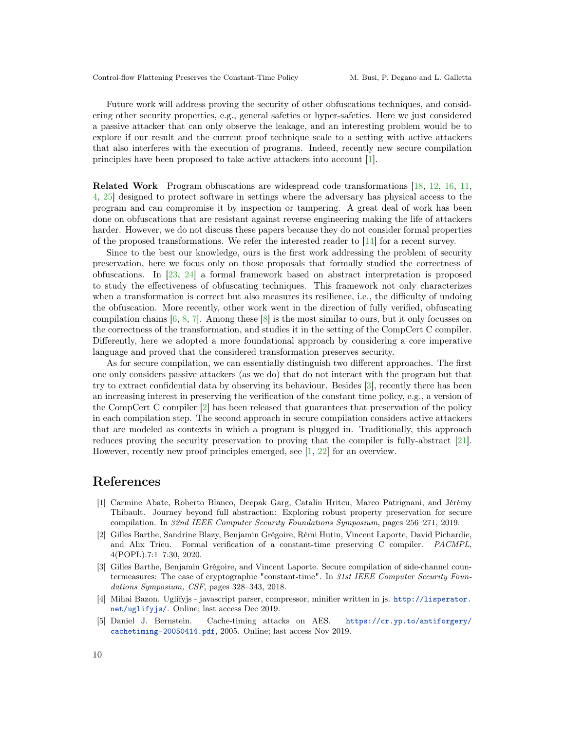Future work will address proving the security of other obfuscations techniques, and considering other security properties, e.g., general safeties or hyper-safeties. Here we just considered a passive attacker that can only observe the leakage, and an interesting problem would be to explore if our result and the current proof technique scale to a setting with active attackers that also interferes with the execution of programs. Indeed, recently new secure compilation principles have been proposed to take active attackers into account [1].

**Related Work** Program obfuscations are widespread code transformations [18, 12, 16, 11, 4, 25] designed to protect software in settings where the adversary has physical access to the program and can compromise it by inspection or tampering. A great deal of work has been done on obfuscations that are resistant against reverse engineering making the life of attackers harder. However, we do not discuss these papers because they do not consider formal properties of the proposed transformations. We refer the interested reader to [14] for a recent survey.

Since to the best our knowledge, ours is the first work addressing the problem of security preservation, here we focus only on those proposals that formally studied the correctness of obfuscations. In [23, 24] a formal framework based on abstract interpretation is proposed to study the effectiveness of obfuscating techniques. This framework not only characterizes when a transformation is correct but also measures its resilience, i.e., the difficulty of undoing the obfuscation. More recently, other work went in the direction of fully verified, obfuscating compilation chains [6, 8, 7]. Among these [8] is the most similar to ours, but it only focusses on the correctness of the transformation, and studies it in the setting of the CompCert C compiler. Differently, here we adopted a more foundational approach by considering a core imperative language and proved that the considered transformation preserves security.

As for secure compilation, we can essentially distinguish two different approaches. The first one only considers passive attackers (as we do) that do not interact with the program but that try to extract confidential data by observing its behaviour. Besides [3], recently there has been an increasing interest in preserving the verification of the constant time policy, e.g., a version of the CompCert C compiler [2] has been released that guarantees that preservation of the policy in each compilation step. The second approach in secure compilation considers active attackers that are modeled as contexts in which a program is plugged in. Traditionally, this approach reduces proving the security preservation to proving that the compiler is fully-abstract [21]. However, recently new proof principles emerged, see [1, 22] for an overview.

## References

[1] Carmine Abate, Roberto Blanco, Deepak Garg, Catalin Hritcu, Marco Patrignani, and Jérémy Thibault. Journey beyond full abstraction: Exploring robust property preservation for secure compilation. In *32nd IEEE Computer Security Foundations Symposium*, pages 256–271, 2019.

[2] Gilles Barthe, Sandrine Blazy, Benjamin Grégoire, Rémi Hutin, Vincent Laporte, David Pichardie, and Alix Trieu. Formal verification of a constant-time preserving C compiler. *PACMPL*, 4(POPL):7:1–7:30, 2020.

[3] Gilles Barthe, Benjamin Grégoire, and Vincent Laporte. Secure compilation of side-channel countermeasures: The case of cryptographic "constant-time". In *31st IEEE Computer Security Foundations Symposium, CSF*, pages 328–343, 2018.

[4] Mihai Bazon. Uglifyjs - javascript parser, compressor, minifier written in js. http://lisperator.net/uglifyjs/. Online; last access Dec 2019.

[5] Daniel J. Bernstein. Cache-timing attacks on AES. https://cr.yp.to/antiforgery/cachetiming-20050414.pdf, 2005. Online; last access Nov 2019.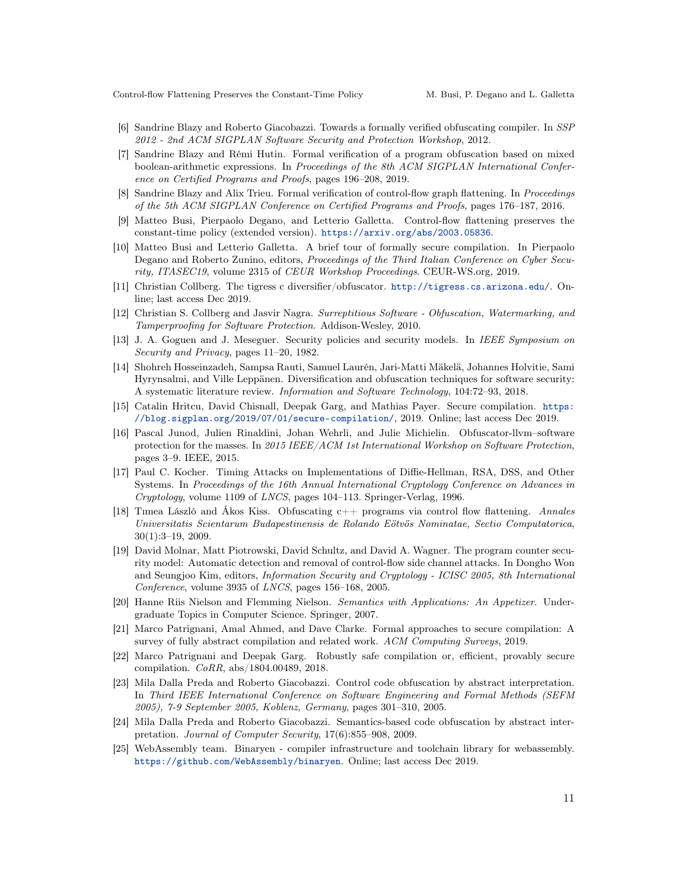[6] Sandrine Blazy and Roberto Giacobazzi. Towards a formally verified obfuscating compiler. In *SSP 2012 - 2nd ACM SIGPLAN Software Security and Protection Workshop*, 2012.

[7] Sandrine Blazy and Rémi Hutin. Formal verification of a program obfuscation based on mixed boolean-arithmetic expressions. In *Proceedings of the 8th ACM SIGPLAN International Conference on Certified Programs and Proofs*, pages 196–208, 2019.

[8] Sandrine Blazy and Alix Trieu. Formal verification of control-flow graph flattening. In *Proceedings of the 5th ACM SIGPLAN Conference on Certified Programs and Proofs*, pages 176–187, 2016.

[9] Matteo Busi, Pierpaolo Degano, and Letterio Galletta. Control-flow flattening preserves the constant-time policy (extended version). https://arxiv.org/abs/2003.05836.

[10] Matteo Busi and Letterio Galletta. A brief tour of formally secure compilation. In Pierpaolo Degano and Roberto Zunino, editors, *Proceedings of the Third Italian Conference on Cyber Security, ITASEC19*, volume 2315 of *CEUR Workshop Proceedings*. CEUR-WS.org, 2019.

[11] Christian Collberg. The tigress c diversifier/obfuscator. http://tigress.cs.arizona.edu/. Online; last access Dec 2019.

[12] Christian S. Collberg and Jasvir Nagra. *Surreptitious Software - Obfuscation, Watermarking, and Tamperproofing for Software Protection*. Addison-Wesley, 2010.

[13] J. A. Goguen and J. Meseguer. Security policies and security models. In *IEEE Symposium on Security and Privacy*, pages 11–20, 1982.

[14] Shohreh Hosseinzadeh, Sampsa Rauti, Samuel Laurén, Jari-Matti Mäkelä, Johannes Holvitie, Sami Hyrynsalmi, and Ville Leppänen. Diversification and obfuscation techniques for software security: A systematic literature review. *Information and Software Technology*, 104:72–93, 2018.

[15] Catalin Hritcu, David Chisnall, Deepak Garg, and Mathias Payer. Secure compilation. https://blog.sigplan.org/2019/07/01/secure-compilation/, 2019. Online; last access Dec 2019.

[16] Pascal Junod, Julien Rinaldini, Johan Wehrli, and Julie Michielin. Obfuscator-llvm–software protection for the masses. In *2015 IEEE/ACM 1st International Workshop on Software Protection*, pages 3–9. IEEE, 2015.

[17] Paul C. Kocher. Timing Attacks on Implementations of Diffie-Hellman, RSA, DSS, and Other Systems. In *Proceedings of the 16th Annual International Cryptology Conference on Advances in Cryptology*, volume 1109 of *LNCS*, pages 104–113. Springer-Verlag, 1996.

[18] Tımea László and Ákos Kiss. Obfuscating c++ programs via control flow flattening. *Annales Universitatis Scientarum Budapestinensis de Rolando Eötvös Nominatae, Sectio Computatorica*, 30(1):3–19, 2009.

[19] David Molnar, Matt Piotrowski, David Schultz, and David A. Wagner. The program counter security model: Automatic detection and removal of control-flow side channel attacks. In Dongho Won and Seungjoo Kim, editors, *Information Security and Cryptology - ICISC 2005, 8th International Conference*, volume 3935 of *LNCS*, pages 156–168, 2005.

[20] Hanne Riis Nielson and Flemming Nielson. *Semantics with Applications: An Appetizer*. Undergraduate Topics in Computer Science. Springer, 2007.

[21] Marco Patrignani, Amal Ahmed, and Dave Clarke. Formal approaches to secure compilation: A survey of fully abstract compilation and related work. *ACM Computing Surveys*, 2019.

[22] Marco Patrignani and Deepak Garg. Robustly safe compilation or, efficient, provably secure compilation. *CoRR*, abs/1804.00489, 2018.

[23] Mila Dalla Preda and Roberto Giacobazzi. Control code obfuscation by abstract interpretation. In *Third IEEE International Conference on Software Engineering and Formal Methods (SEFM 2005), 7-9 September 2005, Koblenz, Germany*, pages 301–310, 2005.

[24] Mila Dalla Preda and Roberto Giacobazzi. Semantics-based code obfuscation by abstract interpretation. *Journal of Computer Security*, 17(6):855–908, 2009.

[25] WebAssembly team. Binaryen - compiler infrastructure and toolchain library for webassembly. https://github.com/WebAssembly/binaryen. Online; last access Dec 2019.